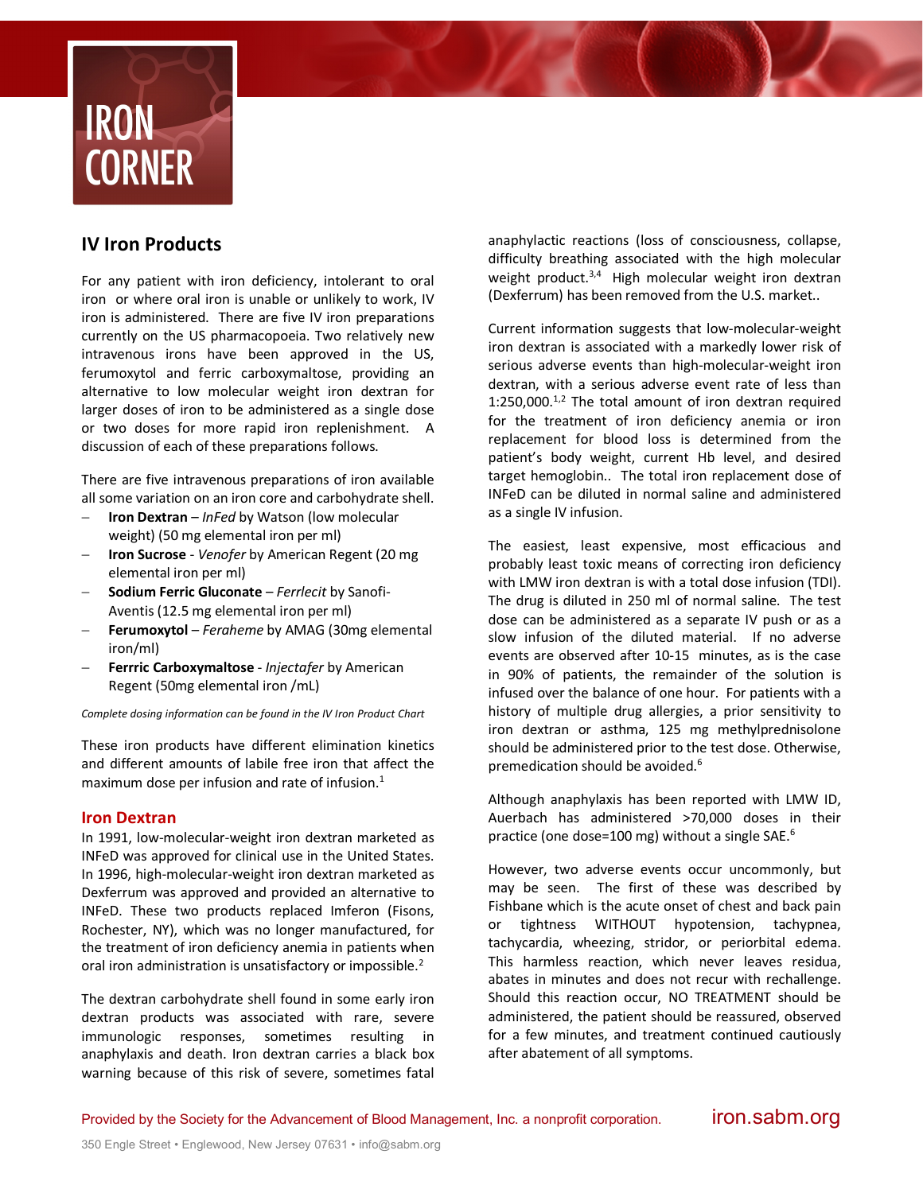# IRON CORNER

## IV Iron Products

For any patient with iron deficiency, intolerant to oral iron or where oral iron is unable or unlikely to work, IV iron is administered. There are five IV iron preparations currently on the US pharmacopoeia. Two relatively new intravenous irons have been approved in the US, ferumoxytol and ferric carboxymaltose, providing an alternative to low molecular weight iron dextran for larger doses of iron to be administered as a single dose or two doses for more rapid iron replenishment. A discussion of each of these preparations follows.

There are five intravenous preparations of iron available all some variation on an iron core and carbohydrate shell.

- **Iron Dextran** – *InFed* by Watson (low molecular weight) (50 mg elemental iron per ml)
- **Iron Sucrose** - *Venofer* by American Regent (20 mg elemental iron per ml)
- **Sodium Ferric Gluconate** – *Ferrlecit* by Sanofi-Aventis (12.5 mg elemental iron per ml)
- **Ferumoxytol** – *Feraheme* by AMAG (30mg elemental iron/ml)
- **Ferrric Carboxymaltose** - *Injectafer* by American Regent (50mg elemental iron /mL)

*Complete dosing information can be found in the IV Iron Product Chart*

These iron products have different elimination kinetics and different amounts of labile free iron that affect the maximum dose per infusion and rate of infusion.[1]

### Iron Dextran

In 1991, low-molecular-weight iron dextran marketed as INFeD was approved for clinical use in the United States. In 1996, high-molecular-weight iron dextran marketed as Dexferrum was approved and provided an alternative to INFeD. These two products replaced Imferon (Fisons, Rochester, NY), which was no longer manufactured, for the treatment of iron deficiency anemia in patients when oral iron administration is unsatisfactory or impossible.[2]

The dextran carbohydrate shell found in some early iron dextran products was associated with rare, severe immunologic responses, sometimes resulting in anaphylaxis and death. Iron dextran carries a black box warning because of this risk of severe, sometimes fatal anaphylactic reactions (loss of consciousness, collapse, difficulty breathing associated with the high molecular weight product.[3,4] High molecular weight iron dextran (Dexferrum) has been removed from the U.S. market..

Current information suggests that low-molecular-weight iron dextran is associated with a markedly lower risk of serious adverse events than high-molecular-weight iron dextran, with a serious adverse event rate of less than 1:250,000.[1,2] The total amount of iron dextran required for the treatment of iron deficiency anemia or iron replacement for blood loss is determined from the patient's body weight, current Hb level, and desired target hemoglobin.. The total iron replacement dose of INFeD can be diluted in normal saline and administered as a single IV infusion.

The easiest, least expensive, most efficacious and probably least toxic means of correcting iron deficiency with LMW iron dextran is with a total dose infusion (TDI). The drug is diluted in 250 ml of normal saline. The test dose can be administered as a separate IV push or as a slow infusion of the diluted material. If no adverse events are observed after 10-15 minutes, as is the case in 90% of patients, the remainder of the solution is infused over the balance of one hour. For patients with a history of multiple drug allergies, a prior sensitivity to iron dextran or asthma, 125 mg methylprednisolone should be administered prior to the test dose. Otherwise, premedication should be avoided.[6]

Although anaphylaxis has been reported with LMW ID, Auerbach has administered >70,000 doses in their practice (one dose=100 mg) without a single SAE.[6]

However, two adverse events occur uncommonly, but may be seen. The first of these was described by Fishbane which is the acute onset of chest and back pain or tightness WITHOUT hypotension, tachypnea, tachycardia, wheezing, stridor, or periorbital edema. This harmless reaction, which never leaves residua, abates in minutes and does not recur with rechallenge. Should this reaction occur, NO TREATMENT should be administered, the patient should be reassured, observed for a few minutes, and treatment continued cautiously after abatement of all symptoms.

Provided by the Society for the Advancement of Blood Management, Inc. a nonprofit corporation. iron.sabm.org

350 Engle Street • Englewood, New Jersey 07631 • info@sabm.org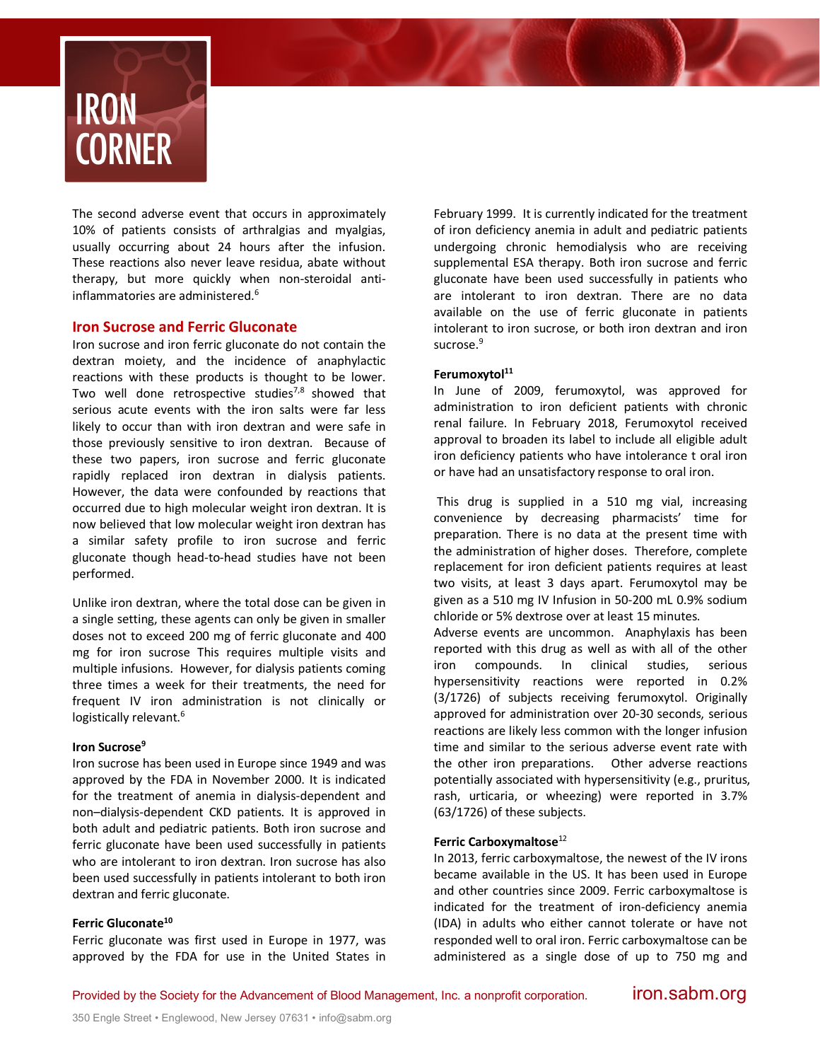The second adverse event that occurs in approximately 10% of patients consists of arthralgias and myalgias, usually occurring about 24 hours after the infusion. These reactions also never leave residua, abate without therapy, but more quickly when non-steroidal anti-inflammatories are administered.[6]

## Iron Sucrose and Ferric Gluconate

Iron sucrose and iron ferric gluconate do not contain the dextran moiety, and the incidence of anaphylactic reactions with these products is thought to be lower. Two well done retrospective studies[7,8] showed that serious acute events with the iron salts were far less likely to occur than with iron dextran and were safe in those previously sensitive to iron dextran. Because of these two papers, iron sucrose and ferric gluconate rapidly replaced iron dextran in dialysis patients. However, the data were confounded by reactions that occurred due to high molecular weight iron dextran. It is now believed that low molecular weight iron dextran has a similar safety profile to iron sucrose and ferric gluconate though head-to-head studies have not been performed.

Unlike iron dextran, where the total dose can be given in a single setting, these agents can only be given in smaller doses not to exceed 200 mg of ferric gluconate and 400 mg for iron sucrose This requires multiple visits and multiple infusions. However, for dialysis patients coming three times a week for their treatments, the need for frequent IV iron administration is not clinically or logistically relevant.[6]

### Iron Sucrose[9]

Iron sucrose has been used in Europe since 1949 and was approved by the FDA in November 2000. It is indicated for the treatment of anemia in dialysis-dependent and non–dialysis-dependent CKD patients. It is approved in both adult and pediatric patients. Both iron sucrose and ferric gluconate have been used successfully in patients who are intolerant to iron dextran. Iron sucrose has also been used successfully in patients intolerant to both iron dextran and ferric gluconate.

### Ferric Gluconate[10]

Ferric gluconate was first used in Europe in 1977, was approved by the FDA for use in the United States in February 1999. It is currently indicated for the treatment of iron deficiency anemia in adult and pediatric patients undergoing chronic hemodialysis who are receiving supplemental ESA therapy. Both iron sucrose and ferric gluconate have been used successfully in patients who are intolerant to iron dextran. There are no data available on the use of ferric gluconate in patients intolerant to iron sucrose, or both iron dextran and iron sucrose.[9]

### Ferumoxytol[11]

In June of 2009, ferumoxytol, was approved for administration to iron deficient patients with chronic renal failure. In February 2018, Ferumoxytol received approval to broaden its label to include all eligible adult iron deficiency patients who have intolerance t oral iron or have had an unsatisfactory response to oral iron.

This drug is supplied in a 510 mg vial, increasing convenience by decreasing pharmacists' time for preparation. There is no data at the present time with the administration of higher doses. Therefore, complete replacement for iron deficient patients requires at least two visits, at least 3 days apart. Ferumoxytol may be given as a 510 mg IV Infusion in 50-200 mL 0.9% sodium chloride or 5% dextrose over at least 15 minutes.

Adverse events are uncommon. Anaphylaxis has been reported with this drug as well as with all of the other iron compounds. In clinical studies, serious hypersensitivity reactions were reported in 0.2% (3/1726) of subjects receiving ferumoxytol. Originally approved for administration over 20-30 seconds, serious reactions are likely less common with the longer infusion time and similar to the serious adverse event rate with the other iron preparations. Other adverse reactions potentially associated with hypersensitivity (e.g., pruritus, rash, urticaria, or wheezing) were reported in 3.7% (63/1726) of these subjects.

### Ferric Carboxymaltose[12]

In 2013, ferric carboxymaltose, the newest of the IV irons became available in the US. It has been used in Europe and other countries since 2009. Ferric carboxymaltose is indicated for the treatment of iron-deficiency anemia (IDA) in adults who either cannot tolerate or have not responded well to oral iron. Ferric carboxymaltose can be administered as a single dose of up to 750 mg and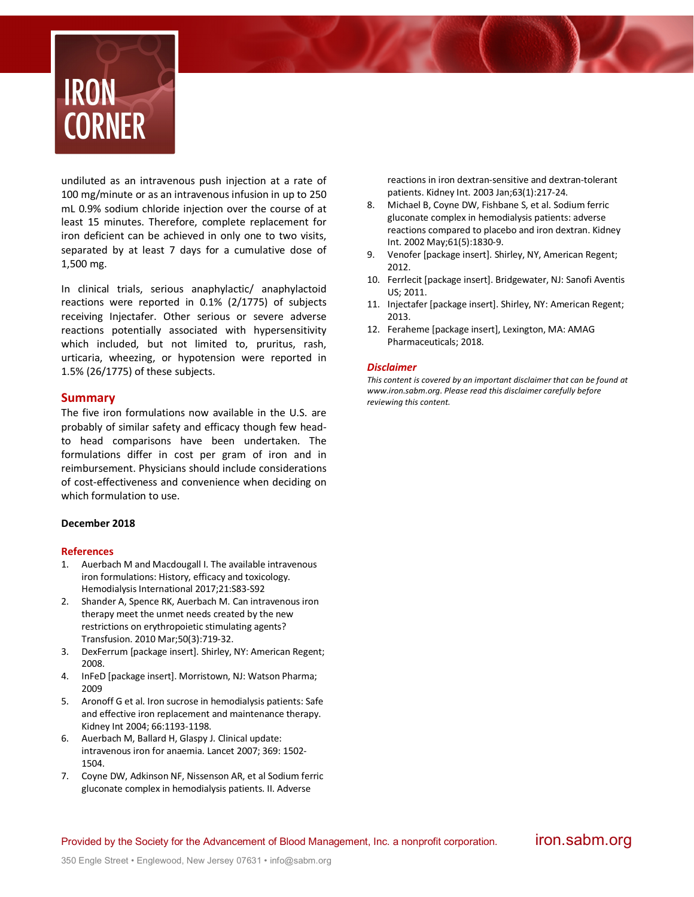undiluted as an intravenous push injection at a rate of 100 mg/minute or as an intravenous infusion in up to 250 mL 0.9% sodium chloride injection over the course of at least 15 minutes. Therefore, complete replacement for iron deficient can be achieved in only one to two visits, separated by at least 7 days for a cumulative dose of 1,500 mg.

In clinical trials, serious anaphylactic/ anaphylactoid reactions were reported in 0.1% (2/1775) of subjects receiving Injectafer. Other serious or severe adverse reactions potentially associated with hypersensitivity which included, but not limited to, pruritus, rash, urticaria, wheezing, or hypotension were reported in 1.5% (26/1775) of these subjects.

## Summary

The five iron formulations now available in the U.S. are probably of similar safety and efficacy though few head-to head comparisons have been undertaken. The formulations differ in cost per gram of iron and in reimbursement. Physicians should include considerations of cost-effectiveness and convenience when deciding on which formulation to use.

**December 2018**

## References

1. Auerbach M and Macdougall I. The available intravenous iron formulations: History, efficacy and toxicology. Hemodialysis International 2017;21:S83-S92
2. Shander A, Spence RK, Auerbach M. Can intravenous iron therapy meet the unmet needs created by the new restrictions on erythropoietic stimulating agents? Transfusion. 2010 Mar;50(3):719-32.
3. DexFerrum [package insert]. Shirley, NY: American Regent; 2008.
4. InFeD [package insert]. Morristown, NJ: Watson Pharma; 2009
5. Aronoff G et al. Iron sucrose in hemodialysis patients: Safe and effective iron replacement and maintenance therapy. Kidney Int 2004; 66:1193-1198.
6. Auerbach M, Ballard H, Glaspy J. Clinical update: intravenous iron for anaemia. Lancet 2007; 369: 1502-1504.
7. Coyne DW, Adkinson NF, Nissenson AR, et al Sodium ferric gluconate complex in hemodialysis patients. II. Adverse reactions in iron dextran-sensitive and dextran-tolerant patients. Kidney Int. 2003 Jan;63(1):217-24.
8. Michael B, Coyne DW, Fishbane S, et al. Sodium ferric gluconate complex in hemodialysis patients: adverse reactions compared to placebo and iron dextran. Kidney Int. 2002 May;61(5):1830-9.
9. Venofer [package insert]. Shirley, NY, American Regent; 2012.
10. Ferrlecit [package insert]. Bridgewater, NJ: Sanofi Aventis US; 2011.
11. Injectafer [package insert]. Shirley, NY: American Regent; 2013.
12. Feraheme [package insert], Lexington, MA: AMAG Pharmaceuticals; 2018.

### *Disclaimer*

*This content is covered by an important disclaimer that can be found at www.iron.sabm.org. Please read this disclaimer carefully before reviewing this content.*